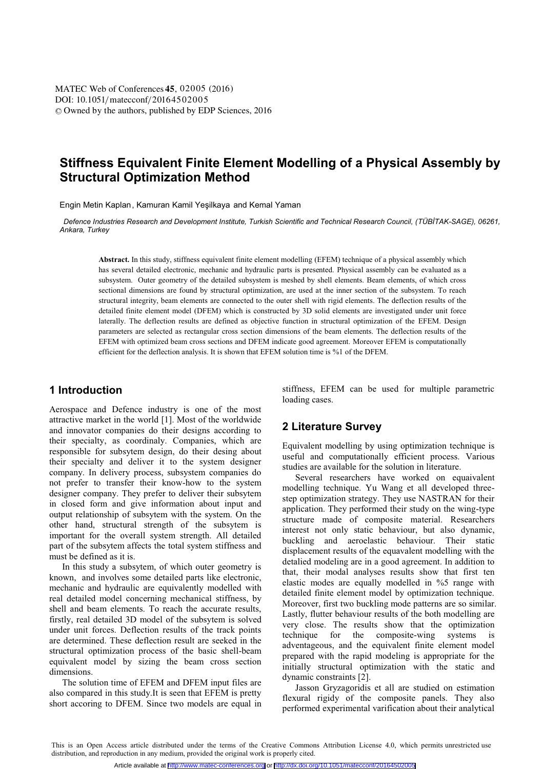# Stiffness Equivalent Finite Element Modelling of a Physical Assembly by Structural Optimization Method

Engin Metin Kaplan, Kamuran Kamil Yeşilkaya and Kemal Yaman

*Defence Industries Research and Development Institute, Turkish Scientific and Technical Research Council, (TÜBİTAK-SAGE), 06261, Ankara, Turkey*

**Abstract.** In this study, stiffness equivalent finite element modelling (EFEM) technique of a physical assembly which has several detailed electronic, mechanic and hydraulic parts is presented. Physical assembly can be evaluated as a subsystem. Outer geometry of the detailed subsystem is meshed by shell elements. Beam elements, of which cross sectional dimensions are found by structural optimization, are used at the inner section of the subsystem. To reach structural integrity, beam elements are connected to the outer shell with rigid elements. The deflection results of the detailed finite element model (DFEM) which is constructed by 3D solid elements are investigated under unit force laterally. The deflection results are defined as objective function in structural optimization of the EFEM. Design parameters are selected as rectangular cross section dimensions of the beam elements. The deflection results of the EFEM with optimized beam cross sections and DFEM indicate good agreement. Moreover EFEM is computationally efficient for the deflection analysis. It is shown that EFEM solution time is %1 of the DFEM.

## 1 Introduction

Aerospace and Defence industry is one of the most attractive market in the world [1]. Most of the worldwide and innovator companies do their designs according to their specialty, as coordinaly. Companies, which are responsible for subsytem design, do their desing about their specialty and deliver it to the system designer company. In delivery process, subsystem companies do not prefer to transfer their know-how to the system designer company. They prefer to deliver their subsystem in closed form and give information about input and output relationship of subsytem with the system. On the other hand, structural strength of the subsytem is important for the overall system strength. All detailed part of the subsytem affects the total system stiffness and must be defined as it is.

In this study a subsytem, of which outer geometry is known, and involves some detailed parts like electronic, mechanic and hydraulic are equivalently modelled with real detailed model concerning mechanical stiffness, by shell and beam elements. To reach the accurate results, firstly, real detailed 3D model of the subsytem is solved under unit forces. Deflection results of the track points are determined. These deflection result are seeked in the structural optimization process of the basic shell-beam equivalent model by sizing the beam cross section dimensions.

The solution time of EFEM and DFEM input files are also compared in this study.It is seen that EFEM is pretty short accoring to DFEM. Since two models are equal in stiffness, EFEM can be used for multiple parametric loading cases.

## 2 Literature Survey

Equivalent modelling by using optimization technique is useful and computationally efficient process. Various studies are available for the solution in literature.

Several researchers have worked on equaivalent modelling technique. Yu Wang et all developed three-step optimization strategy. They use NASTRAN for their application. They performed their study on the wing-type structure made of composite material. Researchers interest not only static behaviour, but also dynamic, buckling and aeroelastic behaviour. Their static displacement results of the equavalent modelling with the detalied modeling are in a good agreement. In addition to that, their modal analyses results show that first ten elastic modes are equally modelled in %5 range with detailed finite element model by optimization technique. Moreover, first two buckling mode patterns are so similar. Lastly, flutter behaviour results of the both modelling are very close. The results show that the optimization technique for the composite-wing systems is adventageous, and the equivalent finite element model prepared with the rapid modeling is appropriate for the initially structural optimization with the static and dynamic constraints [2].

Jasson Gryzagoridis et all are studied on estimation flexural rigidy of the composite panels. They also performed experimental varification about their analytical

This is an Open Access article distributed under the terms of the Creative Commons Attribution License 4.0, which permits unrestricted use distribution, and reproduction in any medium, provided the original work is properly cited.

Article available at http://www.matec-conferences.org or http://dx.doi.org/10.1051/matecconf/20164502005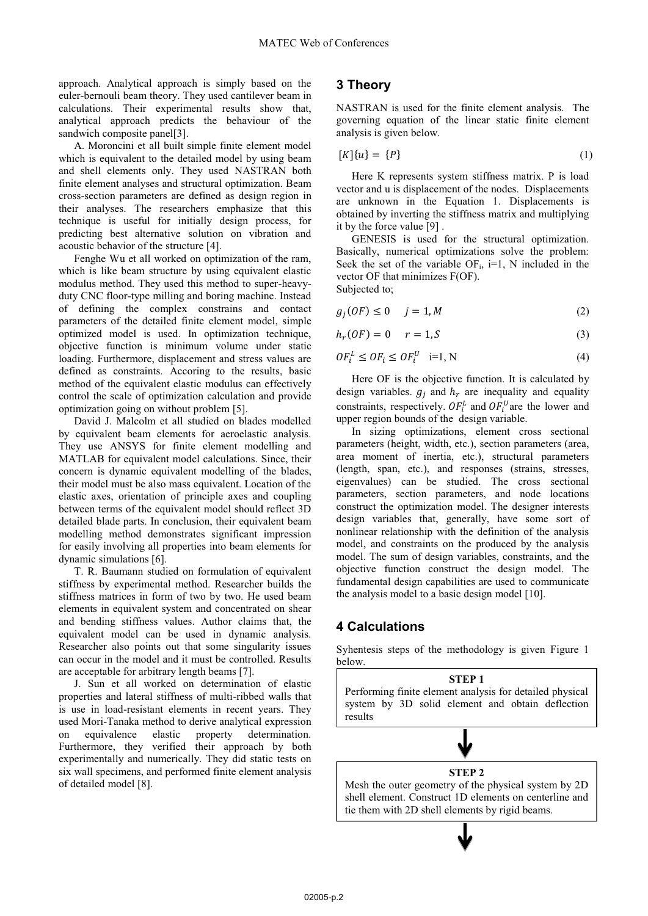approach. Analytical approach is simply based on the euler-bernouli beam theory. They used cantilever beam in calculations. Their experimental results show that, analytical approach predicts the behaviour of the sandwich composite panel[3].

A. Moroncini et all built simple finite element model which is equivalent to the detailed model by using beam and shell elements only. They used NASTRAN both finite element analyses and structural optimization. Beam cross-section parameters are defined as design region in their analyses. The researchers emphasize that this technique is useful for initially design process, for predicting best alternative solution on vibration and acoustic behavior of the structure [4].

Fenghe Wu et all worked on optimization of the ram, which is like beam structure by using equivalent elastic modulus method. They used this method to super-heavy-duty CNC floor-type milling and boring machine. Instead of defining the complex constrains and contact parameters of the detailed finite element model, simple optimized model is used. In optimization technique, objective function is minimum volume under static loading. Furthermore, displacement and stress values are defined as constraints. Accoring to the results, basic method of the equivalent elastic modulus can effectively control the scale of optimization calculation and provide optimization going on without problem [5].

David J. Malcolm et all studied on blades modelled by equivalent beam elements for aeroelastic analysis. They use ANSYS for finite element modelling and MATLAB for equivalent model calculations. Since, their concern is dynamic equivalent modelling of the blades, their model must be also mass equivalent. Location of the elastic axes, orientation of principle axes and coupling between terms of the equivalent model should reflect 3D detailed blade parts. In conclusion, their equivalent beam modelling method demonstrates significant impression for easily involving all properties into beam elements for dynamic simulations [6].

T. R. Baumann studied on formulation of equivalent stiffness by experimental method. Researcher builds the stiffness matrices in form of two by two. He used beam elements in equivalent system and concentrated on shear and bending stiffness values. Author claims that, the equivalent model can be used in dynamic analysis. Researcher also points out that some singularity issues can occur in the model and it must be controlled. Results are acceptable for arbitrary length beams [7].

J. Sun et all worked on determination of elastic properties and lateral stiffness of multi-ribbed walls that is use in load-resistant elements in recent years. They used Mori-Tanaka method to derive analytical expression on equivalence elastic property determination. Furthermore, they verified their approach by both experimentally and numerically. They did static tests on six wall specimens, and performed finite element analysis of detailed model [8].

## 3 Theory

NASTRAN is used for the finite element analysis. The governing equation of the linear static finite element analysis is given below.

$$[K]\{u\} = \{P\} \tag{1}$$

Here K represents system stiffness matrix. P is load vector and u is displacement of the nodes. Displacements are unknown in the Equation 1. Displacements is obtained by inverting the stiffness matrix and multiplying it by the force value [9] .

GENESIS is used for the structural optimization. Basically, numerical optimizations solve the problem: Seek the set of the variable $OF_i$, i=1, N included in the vector OF that minimizes F(OF).
Subjected to;

$$g_j(OF) \leq 0 \quad j = 1, M \tag{2}$$

$$h_r(OF) = 0 \quad r = 1, S \tag{3}$$

$$OF_i^L \leq OF_i \leq OF_i^U \quad \text{i=1, N} \tag{4}$$

Here OF is the objective function. It is calculated by design variables. $g_j$ and $h_r$ are inequality and equality constraints, respectively. $OF_i^L$ and $OF_i^U$ are the lower and upper region bounds of the design variable.

In sizing optimizations, element cross sectional parameters (height, width, etc.), section parameters (area, area moment of inertia, etc.), structural parameters (length, span, etc.), and responses (strains, stresses, eigenvalues) can be studied. The cross sectional parameters, section parameters, and node locations construct the optimization model. The designer interests design variables that, generally, have some sort of nonlinear relationship with the definition of the analysis model, and constraints on the produced by the analysis model. The sum of design variables, constraints, and the objective function construct the design model. The fundamental design capabilities are used to communicate the analysis model to a basic design model [10].

## 4 Calculations

Syhentesis steps of the methodology is given Figure 1 below.

**STEP 1**
Performing finite element analysis for detailed physical system by 3D solid element and obtain deflection results

↓

**STEP 2**
Mesh the outer geometry of the physical system by 2D shell element. Construct 1D elements on centerline and tie them with 2D shell elements by rigid beams.

↓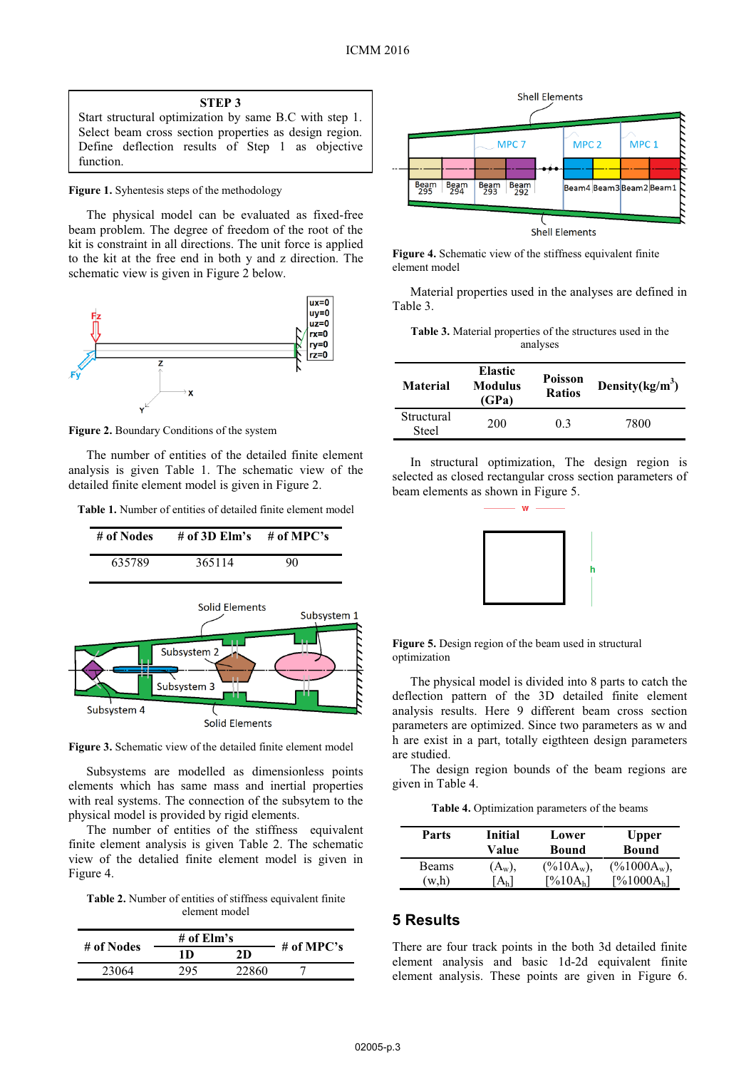**STEP 3**
Start structural optimization by same B.C with step 1. Select beam cross section properties as design region. Define deflection results of Step 1 as objective function.

**Figure 1.** Syhentesis steps of the methodology

The physical model can be evaluated as fixed-free beam problem. The degree of freedom of the root of the kit is constraint in all directions. The unit force is applied to the kit at the free end in both y and z direction. The schematic view is given in Figure 2 below.

**Figure 2.** Boundary Conditions of the system

The number of entities of the detailed finite element analysis is given Table 1. The schematic view of the detailed finite element model is given in Figure 2.

**Table 1.** Number of entities of detailed finite element model

| # of Nodes | # of 3D Elm's | # of MPC's |
|---|---|---|
| 635789 | 365114 | 90 |

**Figure 3.** Schematic view of the detailed finite element model

Subsystems are modelled as dimensionless points elements which has same mass and inertial properties with real systems. The connection of the subsystem to the physical model is provided by rigid elements.

The number of entities of the stiffness equivalent finite element analysis is given Table 2. The schematic view of the detailed finite element model is given in Figure 4.

**Table 2.** Number of entities of stiffness equivalent finite element model

| # of Nodes | # of Elm's | | # of MPC's |
|---|---|---|---|
| | 1D | 2D | |
| 23064 | 295 | 22860 | 7 |

**Figure 4.** Schematic view of the stiffness equivalent finite element model

Material properties used in the analyses are defined in Table 3.

**Table 3.** Material properties of the structures used in the analyses

| Material | Elastic Modulus (GPa) | Poisson Ratios | Density(kg/m$^3$) |
|---|---|---|---|
| Structural Steel | 200 | 0.3 | 7800 |

In structural optimization, The design region is selected as closed rectangular cross section parameters of beam elements as shown in Figure 5.

**Figure 5.** Design region of the beam used in structural optimization

The physical model is divided into 8 parts to catch the deflection pattern of the 3D detailed finite element analysis results. Here 9 different beam cross section parameters are optimized. Since two parameters as w and h are exist in a part, totally eigtheen design parameters are studied.

The design region bounds of the beam regions are given in Table 4.

**Table 4.** Optimization parameters of the beams

| Parts | Initial Value | Lower Bound | Upper Bound |
|---|---|---|---|
| Beams (w,h) | ($A_w$), [$A_h$] | (%10$A_w$), [%10$A_h$] | (%1000$A_w$), [%1000$A_h$] |

## 5 Results

There are four track points in the both 3d detailed finite element analysis and basic 1d-2d equivalent finite element analysis. These points are given in Figure 6.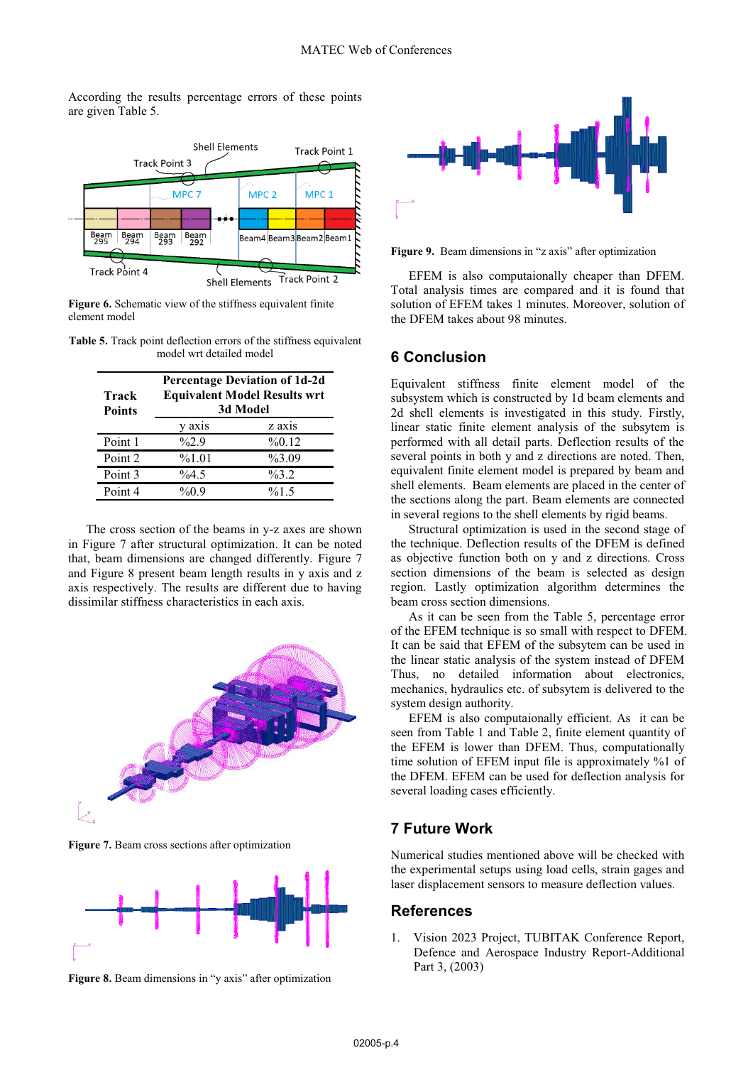According the results percentage errors of these points are given Table 5.

**Figure 6.** Schematic view of the stiffness equivalent finite element model

**Table 5.** Track point deflection errors of the stiffness equivalent model wrt detailed model

| Track Points | Percentage Deviation of 1d-2d Equivalent Model Results wrt 3d Model | |
|---|---|---|
| | y axis | z axis |
| Point 1 | %2.9 | %0.12 |
| Point 2 | %1.01 | %3.09 |
| Point 3 | %4.5 | %3.2 |
| Point 4 | %0.9 | %1.5 |

The cross section of the beams in y-z axes are shown in Figure 7 after structural optimization. It can be noted that, beam dimensions are changed differently. Figure 7 and Figure 8 present beam length results in y axis and z axis respectively. The results are different due to having dissimilar stiffness characteristics in each axis.

**Figure 7.** Beam cross sections after optimization

**Figure 8.** Beam dimensions in "y axis" after optimization

**Figure 9.** Beam dimensions in "z axis" after optimization

EFEM is also computaionally cheaper than DFEM. Total analysis times are compared and it is found that solution of EFEM takes 1 minutes. Moreover, solution of the DFEM takes about 98 minutes.

## 6 Conclusion

Equivalent stiffness finite element model of the subsystem which is constructed by 1d beam elements and 2d shell elements is investigated in this study. Firstly, linear static finite element analysis of the subsytem is performed with all detail parts. Deflection results of the several points in both y and z directions are noted. Then, equivalent finite element model is prepared by beam and shell elements. Beam elements are placed in the center of the sections along the part. Beam elements are connected in several regions to the shell elements by rigid beams.

Structural optimization is used in the second stage of the technique. Deflection results of the DFEM is defined as objective function both on y and z directions. Cross section dimensions of the beam is selected as design region. Lastly optimization algorithm determines the beam cross section dimensions.

As it can be seen from the Table 5, percentage error of the EFEM technique is so small with respect to DFEM. It can be said that EFEM of the subsytem can be used in the linear static analysis of the system instead of DFEM Thus, no detailed information about electronics, mechanics, hydraulics etc. of subsytem is delivered to the system design authority.

EFEM is also computaionally efficient. As it can be seen from Table 1 and Table 2, finite element quantity of the EFEM is lower than DFEM. Thus, computationally time solution of EFEM input file is approximately %1 of the DFEM. EFEM can be used for deflection analysis for several loading cases efficiently.

## 7 Future Work

Numerical studies mentioned above will be checked with the experimental setups using load cells, strain gages and laser displacement sensors to measure deflection values.

## References

1. Vision 2023 Project, TUBITAK Conference Report, Defence and Aerospace Industry Report-Additional Part 3, (2003)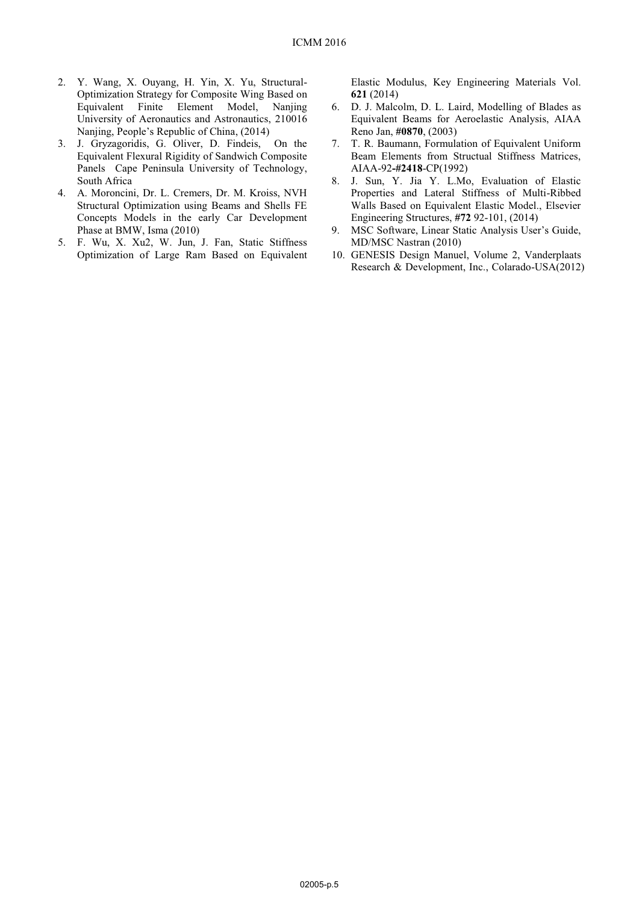2. Y. Wang, X. Ouyang, H. Yin, X. Yu, Structural-Optimization Strategy for Composite Wing Based on Equivalent Finite Element Model, Nanjing University of Aeronautics and Astronautics, 210016 Nanjing, People's Republic of China, (2014)
3. J. Gryzagoridis, G. Oliver, D. Findeis, On the Equivalent Flexural Rigidity of Sandwich Composite Panels Cape Peninsula University of Technology, South Africa
4. A. Moroncini, Dr. L. Cremers, Dr. M. Kroiss, NVH Structural Optimization using Beams and Shells FE Concepts Models in the early Car Development Phase at BMW, Isma (2010)
5. F. Wu, X. Xu2, W. Jun, J. Fan, Static Stiffness Optimization of Large Ram Based on Equivalent Elastic Modulus, Key Engineering Materials Vol. **621** (2014)
6. D. J. Malcolm, D. L. Laird, Modelling of Blades as Equivalent Beams for Aeroelastic Analysis, AIAA Reno Jan, **#0870**, (2003)
7. T. R. Baumann, Formulation of Equivalent Uniform Beam Elements from Structual Stiffness Matrices, AIAA-92-**#2418**-CP(1992)
8. J. Sun, Y. Jia Y. L.Mo, Evaluation of Elastic Properties and Lateral Stiffness of Multi-Ribbed Walls Based on Equivalent Elastic Model., Elsevier Engineering Structures, **#72** 92-101, (2014)
9. MSC Software, Linear Static Analysis User's Guide, MD/MSC Nastran (2010)
10. GENESIS Design Manuel, Volume 2, Vanderplaats Research & Development, Inc., Colarado-USA(2012)